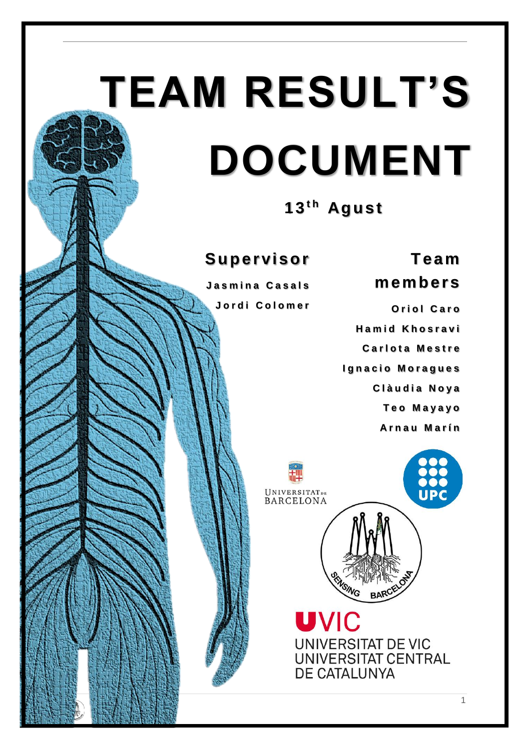# TEAM RESULT'S DOCUMENT

**13th Agust**

## Supervisor

**Jasmina Casals**

**Jordi Colomer**

## Team members

**Oriol Caro**

**Hamid Khosravi**

**Carlota Mestre**

**Ignacio Moragues**

**Clàudia Noya**

**Teo Mayayo**

**Arnau Marín**

UNIVERSITAT DE BARCELONA

UPC

SENSING BARCELONA

UVIC

UNIVERSITAT DE VIC
UNIVERSITAT CENTRAL
DE CATALUNYA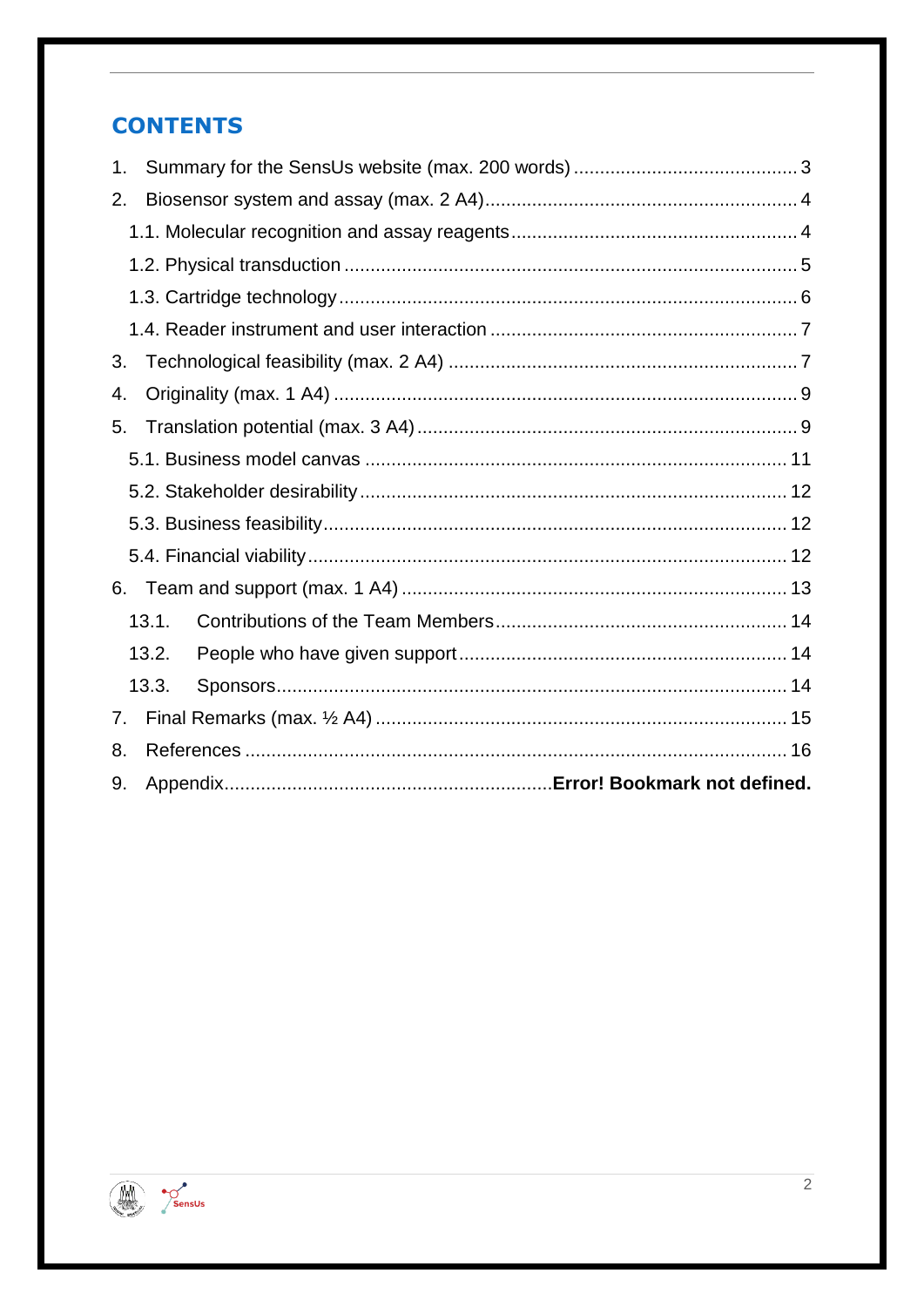# CONTENTS

1. Summary for the SensUs website (max. 200 words) .......... 3
2. Biosensor system and assay (max. 2 A4) .......... 4
   - 1.1. Molecular recognition and assay reagents .......... 4
   - 1.2. Physical transduction .......... 5
   - 1.3. Cartridge technology .......... 6
   - 1.4. Reader instrument and user interaction .......... 7
3. Technological feasibility (max. 2 A4) .......... 7
4. Originality (max. 1 A4) .......... 9
5. Translation potential (max. 3 A4) .......... 9
   - 5.1. Business model canvas .......... 11
   - 5.2. Stakeholder desirability .......... 12
   - 5.3. Business feasibility .......... 12
   - 5.4. Financial viability .......... 12
6. Team and support (max. 1 A4) .......... 13
   - 13.1. Contributions of the Team Members .......... 14
   - 13.2. People who have given support .......... 14
   - 13.3. Sponsors .......... 14
7. Final Remarks (max. ½ A4) .......... 15
8. References .......... 16
9. Appendix .......... **Error! Bookmark not defined.**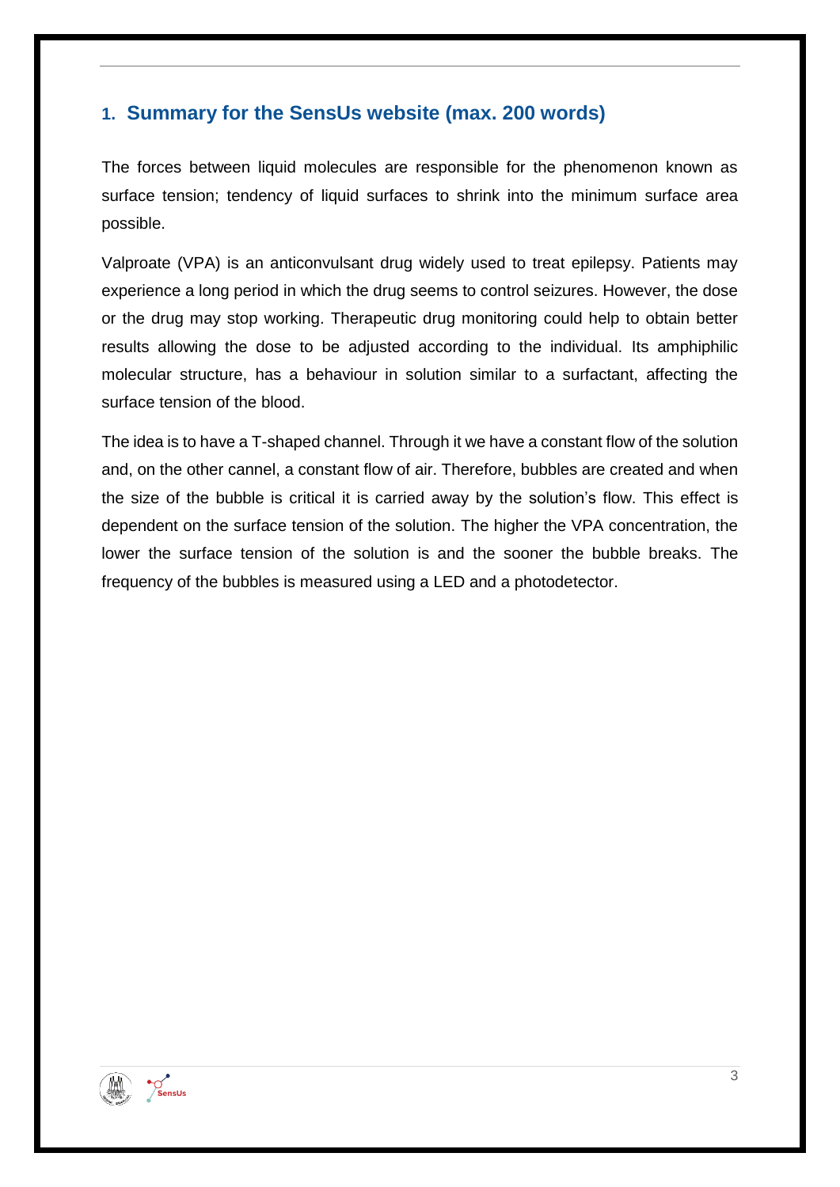## 1. Summary for the SensUs website (max. 200 words)

The forces between liquid molecules are responsible for the phenomenon known as surface tension; tendency of liquid surfaces to shrink into the minimum surface area possible.

Valproate (VPA) is an anticonvulsant drug widely used to treat epilepsy. Patients may experience a long period in which the drug seems to control seizures. However, the dose or the drug may stop working. Therapeutic drug monitoring could help to obtain better results allowing the dose to be adjusted according to the individual. Its amphiphilic molecular structure, has a behaviour in solution similar to a surfactant, affecting the surface tension of the blood.

The idea is to have a T-shaped channel. Through it we have a constant flow of the solution and, on the other cannel, a constant flow of air. Therefore, bubbles are created and when the size of the bubble is critical it is carried away by the solution's flow. This effect is dependent on the surface tension of the solution. The higher the VPA concentration, the lower the surface tension of the solution is and the sooner the bubble breaks. The frequency of the bubbles is measured using a LED and a photodetector.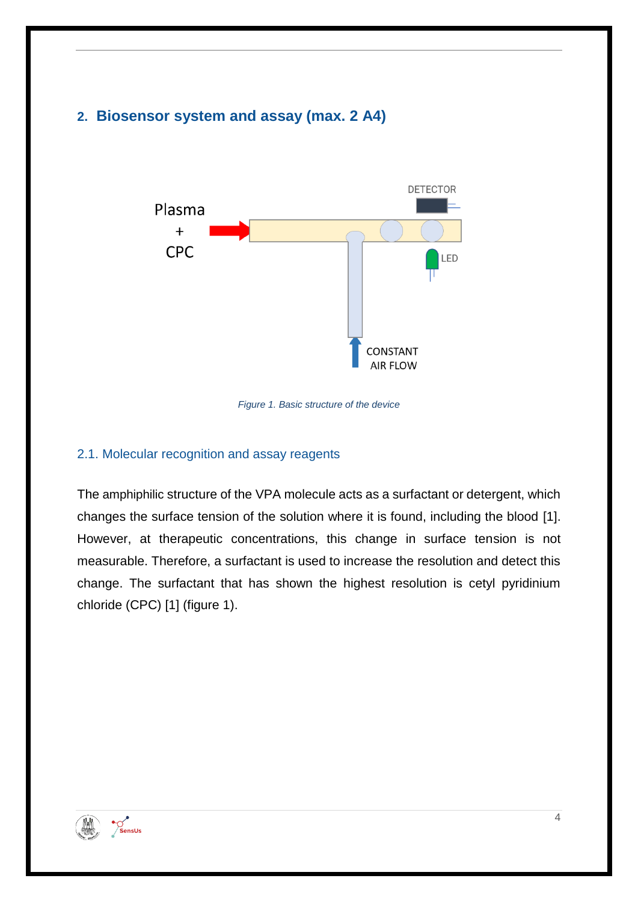## 2. Biosensor system and assay (max. 2 A4)

*Figure 1. Basic structure of the device*

### 2.1. Molecular recognition and assay reagents

The amphiphilic structure of the VPA molecule acts as a surfactant or detergent, which changes the surface tension of the solution where it is found, including the blood [1]. However, at therapeutic concentrations, this change in surface tension is not measurable. Therefore, a surfactant is used to increase the resolution and detect this change. The surfactant that has shown the highest resolution is cetyl pyridinium chloride (CPC) [1] (figure 1).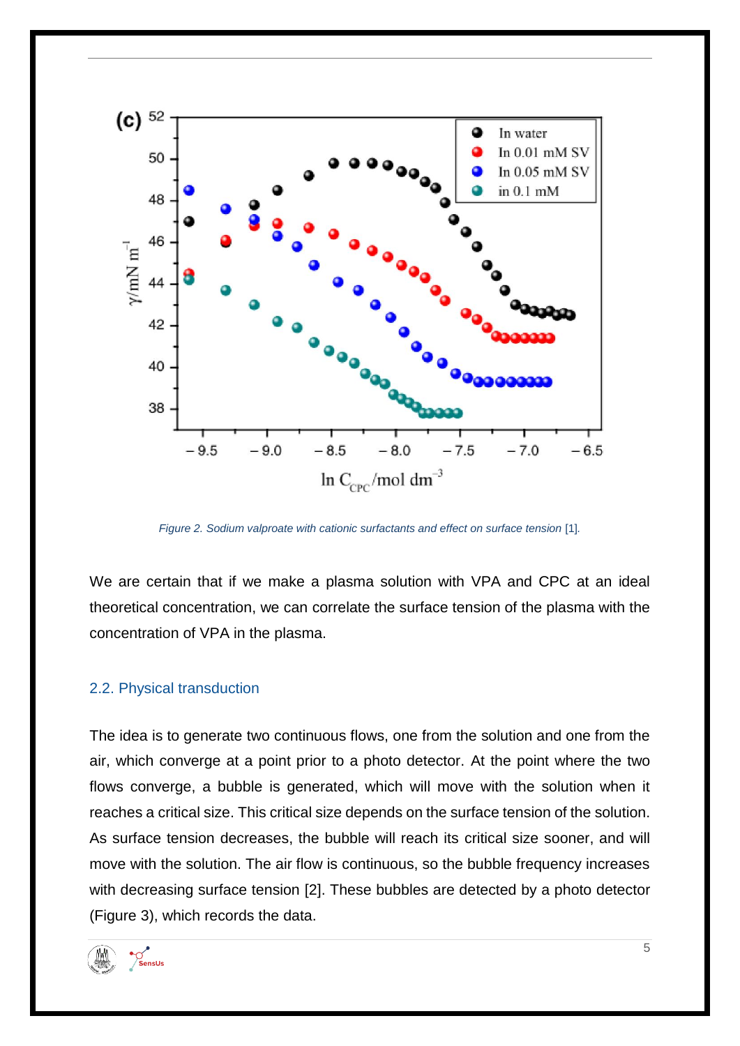*Figure 2. Sodium valproate with cationic surfactants and effect on surface tension* [1].

We are certain that if we make a plasma solution with VPA and CPC at an ideal theoretical concentration, we can correlate the surface tension of the plasma with the concentration of VPA in the plasma.

### 2.2. Physical transduction

The idea is to generate two continuous flows, one from the solution and one from the air, which converge at a point prior to a photo detector. At the point where the two flows converge, a bubble is generated, which will move with the solution when it reaches a critical size. This critical size depends on the surface tension of the solution. As surface tension decreases, the bubble will reach its critical size sooner, and will move with the solution. The air flow is continuous, so the bubble frequency increases with decreasing surface tension [2]. These bubbles are detected by a photo detector (Figure 3), which records the data.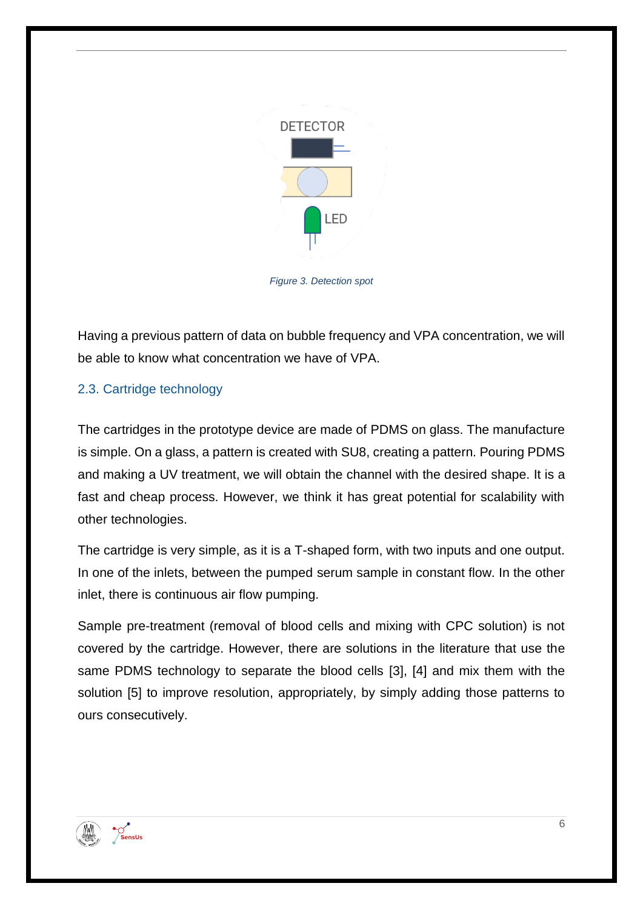Figure 3. Detection spot

Having a previous pattern of data on bubble frequency and VPA concentration, we will be able to know what concentration we have of VPA.

### 2.3. Cartridge technology

The cartridges in the prototype device are made of PDMS on glass. The manufacture is simple. On a glass, a pattern is created with SU8, creating a pattern. Pouring PDMS and making a UV treatment, we will obtain the channel with the desired shape. It is a fast and cheap process. However, we think it has great potential for scalability with other technologies.

The cartridge is very simple, as it is a T-shaped form, with two inputs and one output. In one of the inlets, between the pumped serum sample in constant flow. In the other inlet, there is continuous air flow pumping.

Sample pre-treatment (removal of blood cells and mixing with CPC solution) is not covered by the cartridge. However, there are solutions in the literature that use the same PDMS technology to separate the blood cells [3], [4] and mix them with the solution [5] to improve resolution, appropriately, by simply adding those patterns to ours consecutively.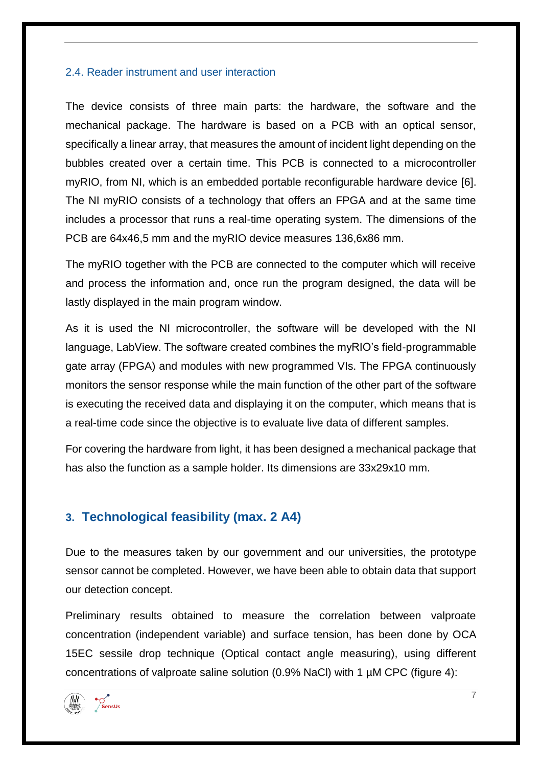### 2.4. Reader instrument and user interaction

The device consists of three main parts: the hardware, the software and the mechanical package. The hardware is based on a PCB with an optical sensor, specifically a linear array, that measures the amount of incident light depending on the bubbles created over a certain time. This PCB is connected to a microcontroller myRIO, from NI, which is an embedded portable reconfigurable hardware device [6]. The NI myRIO consists of a technology that offers an FPGA and at the same time includes a processor that runs a real-time operating system. The dimensions of the PCB are 64x46,5 mm and the myRIO device measures 136,6x86 mm.

The myRIO together with the PCB are connected to the computer which will receive and process the information and, once run the program designed, the data will be lastly displayed in the main program window.

As it is used the NI microcontroller, the software will be developed with the NI language, LabView. The software created combines the myRIO's field-programmable gate array (FPGA) and modules with new programmed VIs. The FPGA continuously monitors the sensor response while the main function of the other part of the software is executing the received data and displaying it on the computer, which means that is a real-time code since the objective is to evaluate live data of different samples.

For covering the hardware from light, it has been designed a mechanical package that has also the function as a sample holder. Its dimensions are 33x29x10 mm.

## 3. Technological feasibility (max. 2 A4)

Due to the measures taken by our government and our universities, the prototype sensor cannot be completed. However, we have been able to obtain data that support our detection concept.

Preliminary results obtained to measure the correlation between valproate concentration (independent variable) and surface tension, has been done by OCA 15EC sessile drop technique (Optical contact angle measuring), using different concentrations of valproate saline solution (0.9% NaCl) with 1 µM CPC (figure 4):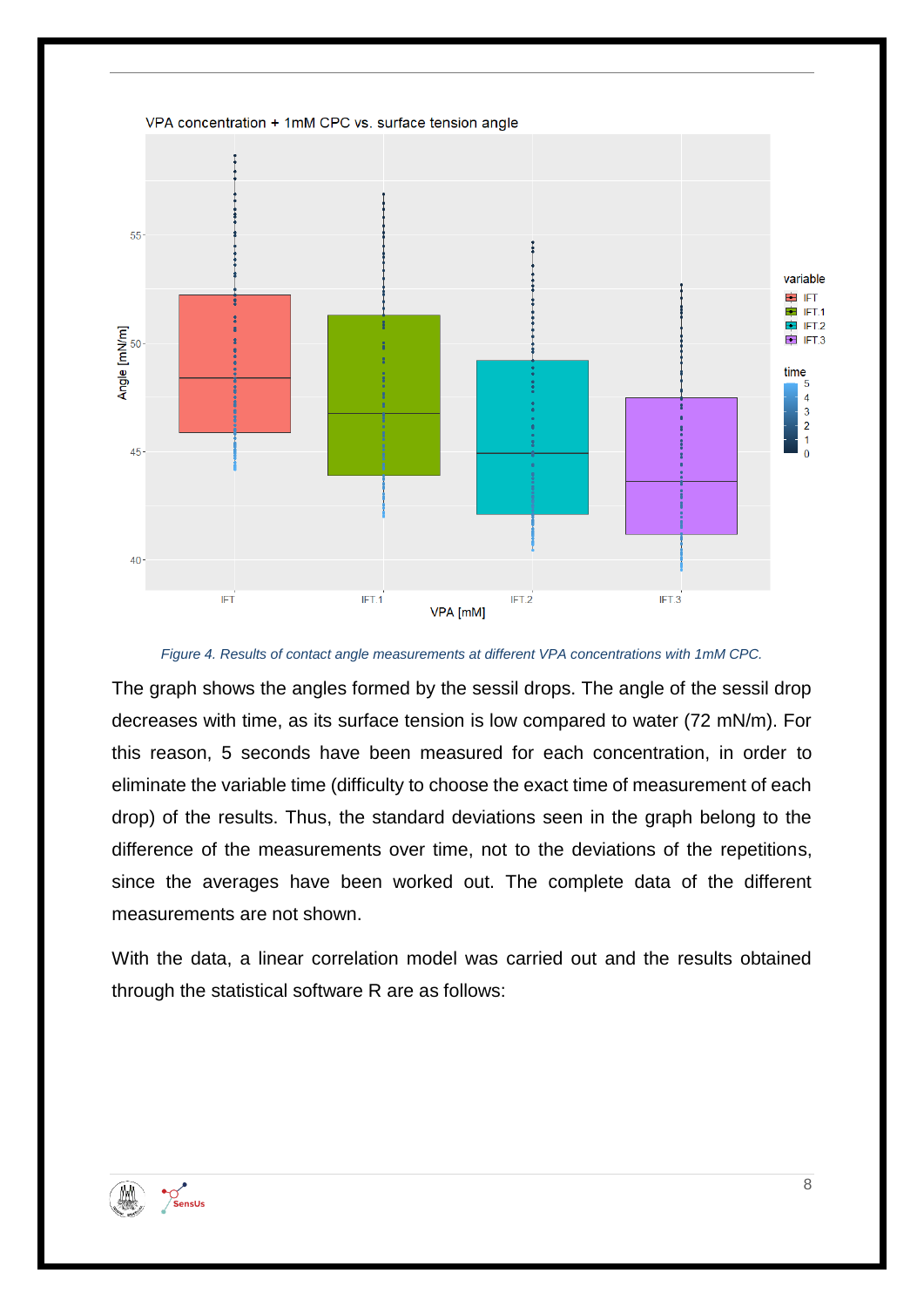*Figure 4. Results of contact angle measurements at different VPA concentrations with 1mM CPC.*

The graph shows the angles formed by the sessil drops. The angle of the sessil drop decreases with time, as its surface tension is low compared to water (72 mN/m). For this reason, 5 seconds have been measured for each concentration, in order to eliminate the variable time (difficulty to choose the exact time of measurement of each drop) of the results. Thus, the standard deviations seen in the graph belong to the difference of the measurements over time, not to the deviations of the repetitions, since the averages have been worked out. The complete data of the different measurements are not shown.

With the data, a linear correlation model was carried out and the results obtained through the statistical software R are as follows: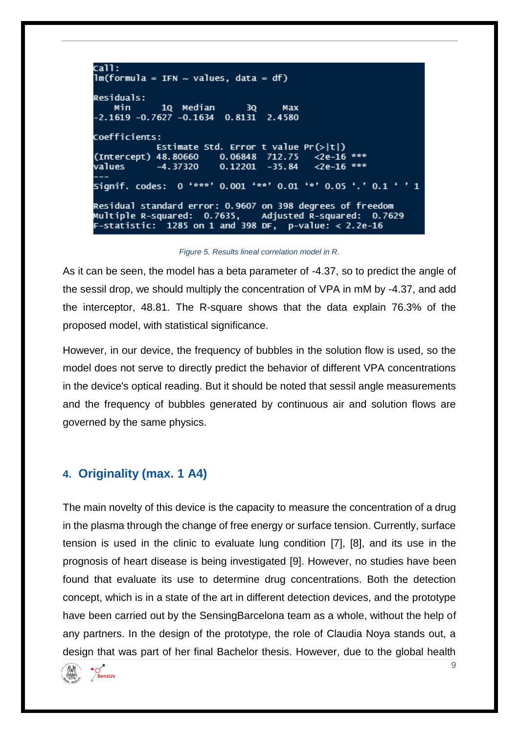```
Call:
lm(formula = IFN ~ values, data = df)

Residuals:
    Min      1Q  Median      3Q     Max
-2.1619 -0.7627 -0.1634  0.8131  2.4580

Coefficients:
            Estimate Std. Error t value Pr(>|t|)
(Intercept) 48.80660    0.06848  712.75   <2e-16 ***
values      -4.37320    0.12201  -35.84   <2e-16 ***
---
Signif. codes:  0 '***' 0.001 '**' 0.01 '*' 0.05 '.' 0.1 ' ' 1

Residual standard error: 0.9607 on 398 degrees of freedom
Multiple R-squared:  0.7635,    Adjusted R-squared:  0.7629
F-statistic:  1285 on 1 and 398 DF,  p-value: < 2.2e-16
```

*Figure 5. Results lineal correlation model in R.*

As it can be seen, the model has a beta parameter of -4.37, so to predict the angle of the sessil drop, we should multiply the concentration of VPA in mM by -4.37, and add the interceptor, 48.81. The R-square shows that the data explain 76.3% of the proposed model, with statistical significance.

However, in our device, the frequency of bubbles in the solution flow is used, so the model does not serve to directly predict the behavior of different VPA concentrations in the device's optical reading. But it should be noted that sessil angle measurements and the frequency of bubbles generated by continuous air and solution flows are governed by the same physics.

## 4. Originality (max. 1 A4)

The main novelty of this device is the capacity to measure the concentration of a drug in the plasma through the change of free energy or surface tension. Currently, surface tension is used in the clinic to evaluate lung condition [7], [8], and its use in the prognosis of heart disease is being investigated [9]. However, no studies have been found that evaluate its use to determine drug concentrations. Both the detection concept, which is in a state of the art in different detection devices, and the prototype have been carried out by the SensingBarcelona team as a whole, without the help of any partners. In the design of the prototype, the role of Claudia Noya stands out, a design that was part of her final Bachelor thesis. However, due to the global health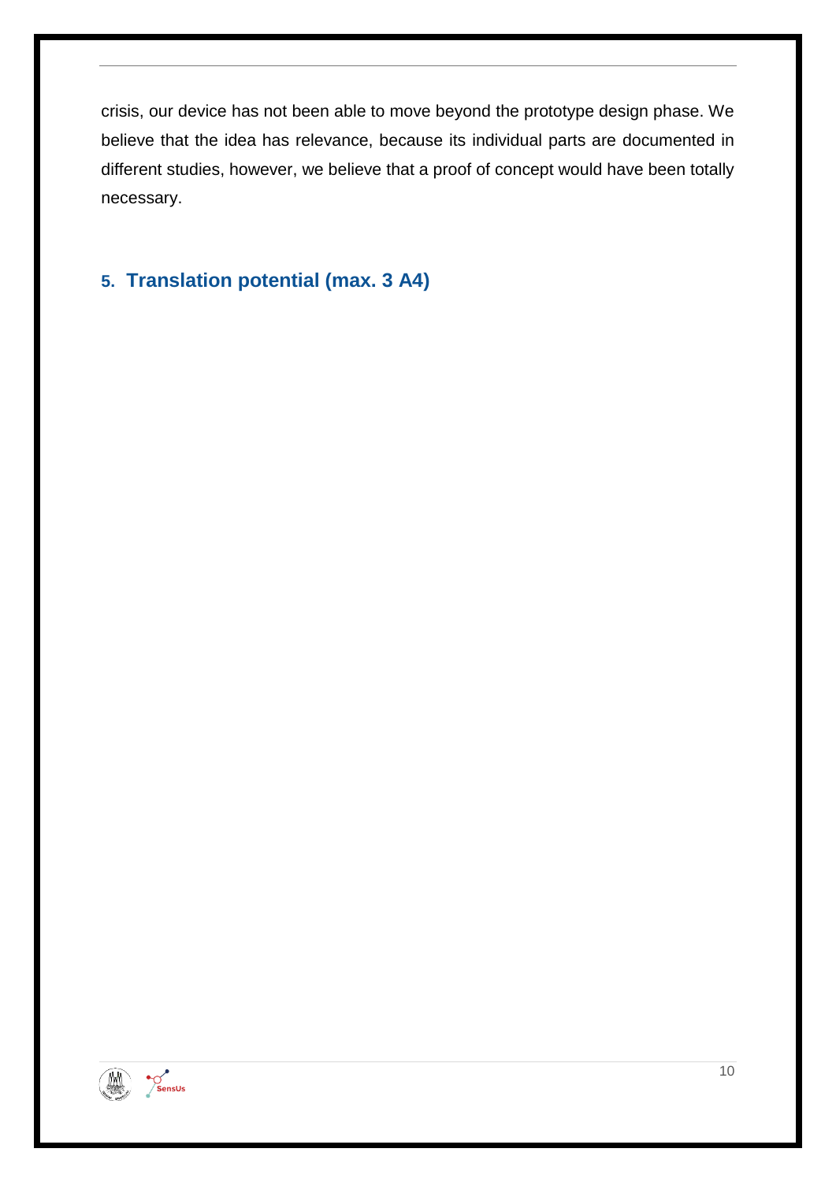crisis, our device has not been able to move beyond the prototype design phase. We believe that the idea has relevance, because its individual parts are documented in different studies, however, we believe that a proof of concept would have been totally necessary.

## 5. Translation potential (max. 3 A4)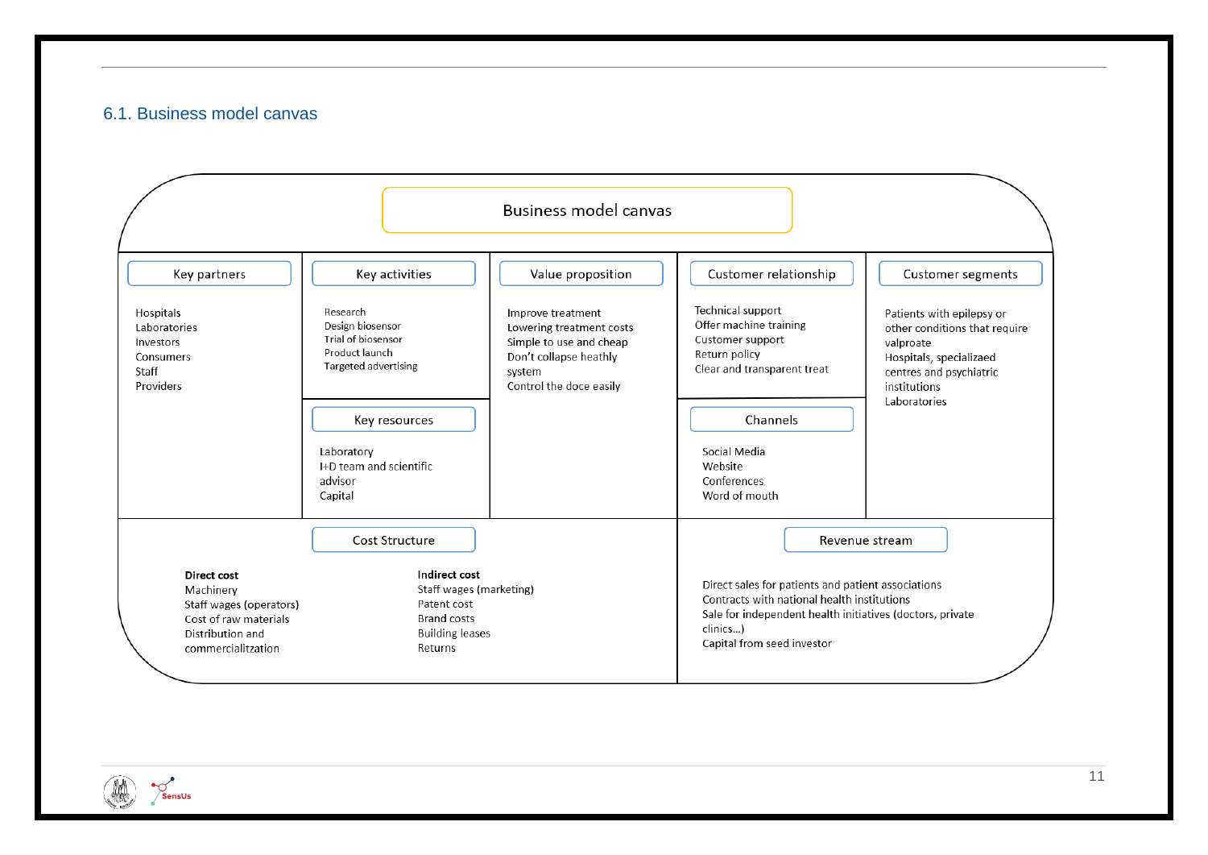## 6.1. Business model canvas

### Business model canvas

**Key partners**

Hospitals
Laboratories
Investors
Consumers
Staff
Providers

**Key activities**

Research
Design biosensor
Trial of biosensor
Product launch
Targeted advertising

**Key resources**

Laboratory
I+D team and scientific advisor
Capital

**Value proposition**

Improve treatment
Lowering treatment costs
Simple to use and cheap
Don't collapse heathly system
Control the doce easily

**Customer relationship**

Technical support
Offer machine training
Customer support
Return policy
Clear and transparent treat

**Channels**

Social Media
Website
Conferences
Word of mouth

**Customer segments**

Patients with epilepsy or other conditions that require valproate
Hospitals, specializaed centres and psychiatric institutions
Laboratories

**Cost Structure**

**Direct cost**
Machinery
Staff wages (operators)
Cost of raw materials
Distribution and commercialitzation

**Indirect cost**
Staff wages (marketing)
Patent cost
Brand costs
Building leases
Returns

**Revenue stream**

Direct sales for patients and patient associations
Contracts with national health institutions
Sale for independent health initiatives (doctors, private clinics...)
Capital from seed investor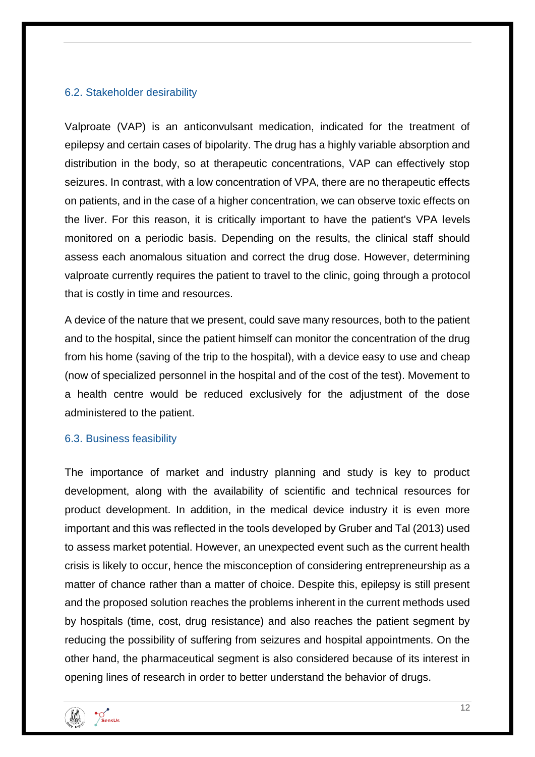## 6.2. Stakeholder desirability

Valproate (VAP) is an anticonvulsant medication, indicated for the treatment of epilepsy and certain cases of bipolarity. The drug has a highly variable absorption and distribution in the body, so at therapeutic concentrations, VAP can effectively stop seizures. In contrast, with a low concentration of VPA, there are no therapeutic effects on patients, and in the case of a higher concentration, we can observe toxic effects on the liver. For this reason, it is critically important to have the patient's VPA levels monitored on a periodic basis. Depending on the results, the clinical staff should assess each anomalous situation and correct the drug dose. However, determining valproate currently requires the patient to travel to the clinic, going through a protocol that is costly in time and resources.

A device of the nature that we present, could save many resources, both to the patient and to the hospital, since the patient himself can monitor the concentration of the drug from his home (saving of the trip to the hospital), with a device easy to use and cheap (now of specialized personnel in the hospital and of the cost of the test). Movement to a health centre would be reduced exclusively for the adjustment of the dose administered to the patient.

## 6.3. Business feasibility

The importance of market and industry planning and study is key to product development, along with the availability of scientific and technical resources for product development. In addition, in the medical device industry it is even more important and this was reflected in the tools developed by Gruber and Tal (2013) used to assess market potential. However, an unexpected event such as the current health crisis is likely to occur, hence the misconception of considering entrepreneurship as a matter of chance rather than a matter of choice. Despite this, epilepsy is still present and the proposed solution reaches the problems inherent in the current methods used by hospitals (time, cost, drug resistance) and also reaches the patient segment by reducing the possibility of suffering from seizures and hospital appointments. On the other hand, the pharmaceutical segment is also considered because of its interest in opening lines of research in order to better understand the behavior of drugs.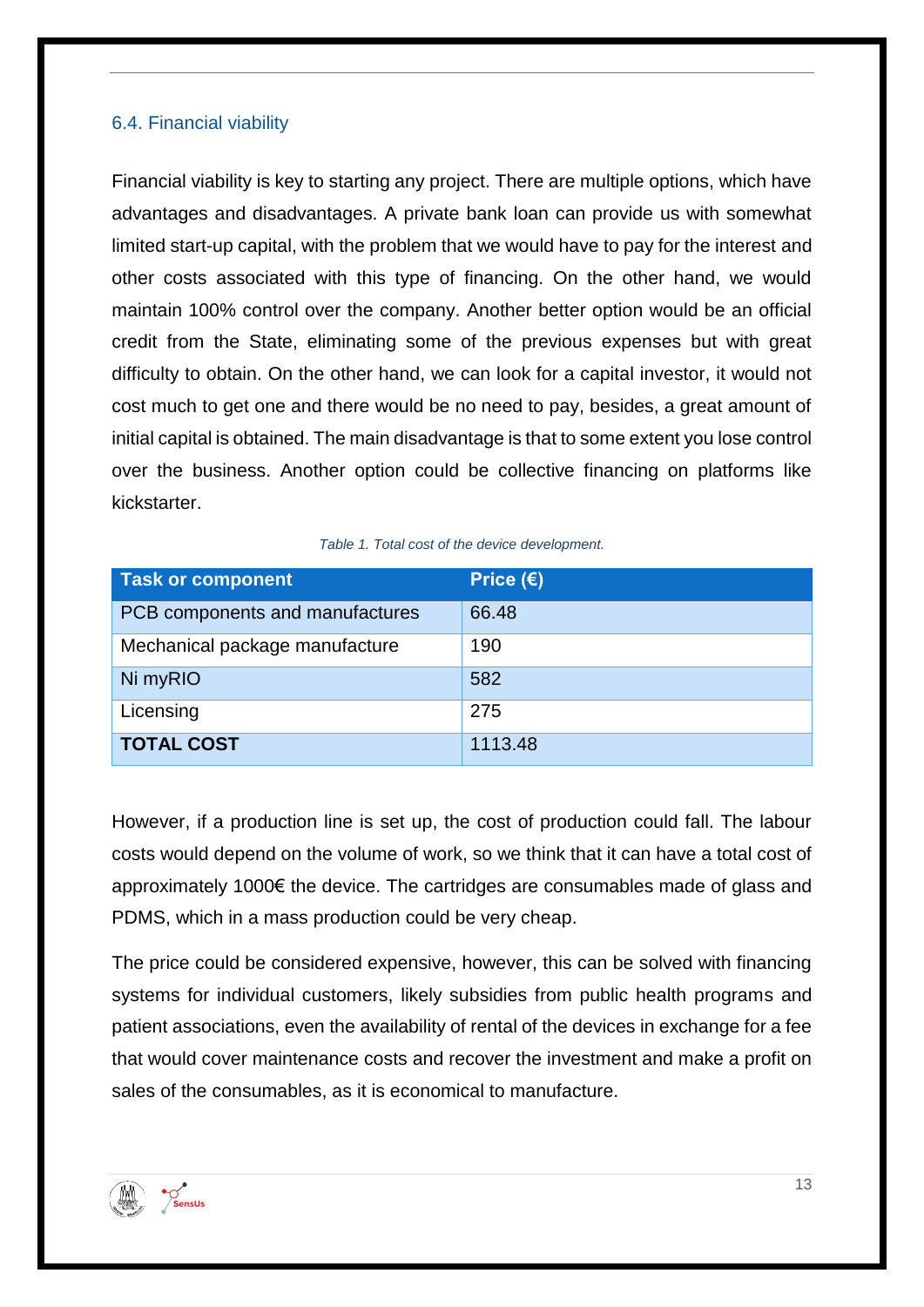### 6.4. Financial viability

Financial viability is key to starting any project. There are multiple options, which have advantages and disadvantages. A private bank loan can provide us with somewhat limited start-up capital, with the problem that we would have to pay for the interest and other costs associated with this type of financing. On the other hand, we would maintain 100% control over the company. Another better option would be an official credit from the State, eliminating some of the previous expenses but with great difficulty to obtain. On the other hand, we can look for a capital investor, it would not cost much to get one and there would be no need to pay, besides, a great amount of initial capital is obtained. The main disadvantage is that to some extent you lose control over the business. Another option could be collective financing on platforms like kickstarter.

*Table 1. Total cost of the device development.*

| Task or component | Price (€) |
|---|---|
| PCB components and manufactures | 66.48 |
| Mechanical package manufacture | 190 |
| Ni myRIO | 582 |
| Licensing | 275 |
| **TOTAL COST** | 1113.48 |

However, if a production line is set up, the cost of production could fall. The labour costs would depend on the volume of work, so we think that it can have a total cost of approximately 1000€ the device. The cartridges are consumables made of glass and PDMS, which in a mass production could be very cheap.

The price could be considered expensive, however, this can be solved with financing systems for individual customers, likely subsidies from public health programs and patient associations, even the availability of rental of the devices in exchange for a fee that would cover maintenance costs and recover the investment and make a profit on sales of the consumables, as it is economical to manufacture.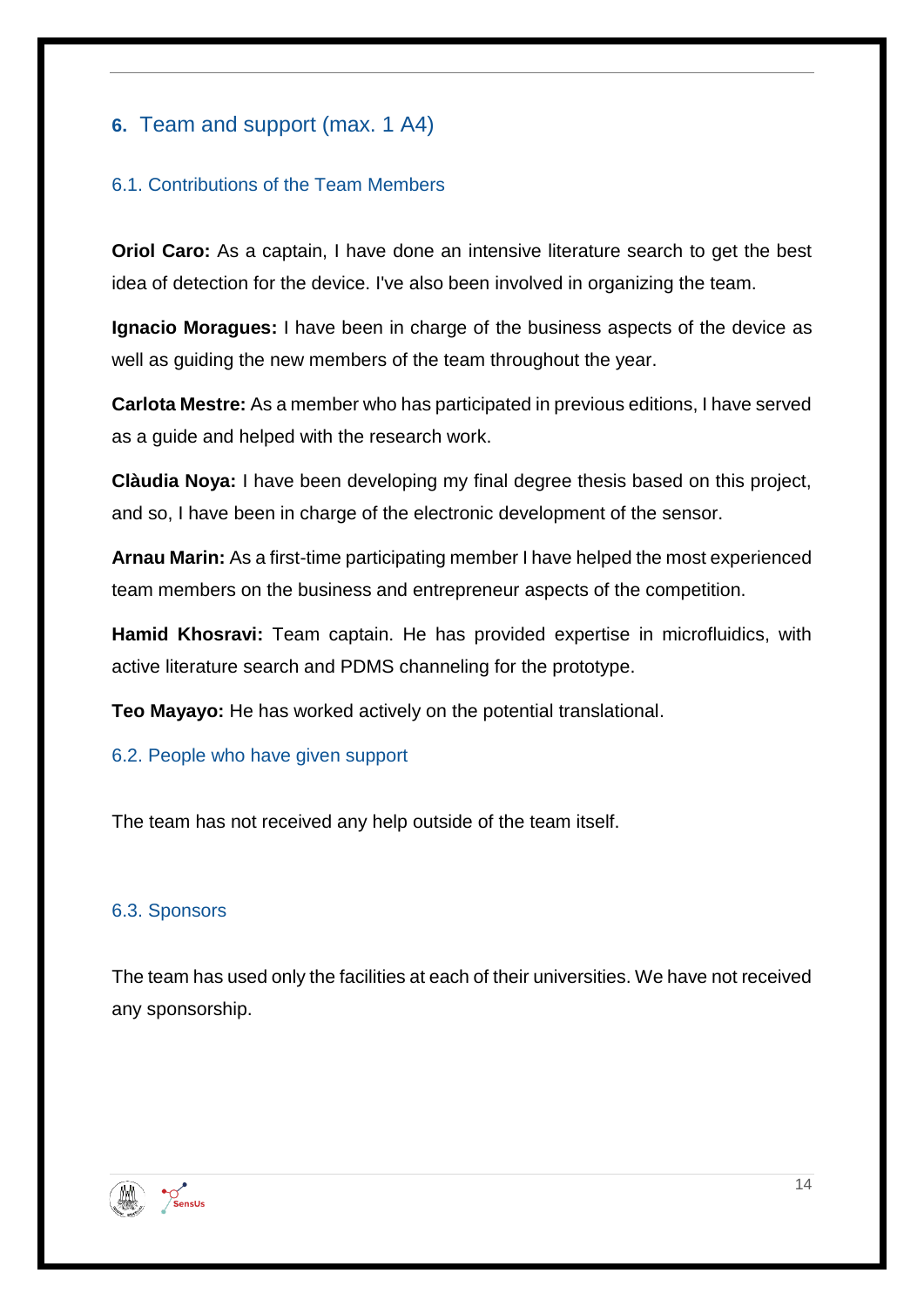## 6. Team and support (max. 1 A4)

### 6.1. Contributions of the Team Members

**Oriol Caro:** As a captain, I have done an intensive literature search to get the best idea of detection for the device. I've also been involved in organizing the team.

**Ignacio Moragues:** I have been in charge of the business aspects of the device as well as guiding the new members of the team throughout the year.

**Carlota Mestre:** As a member who has participated in previous editions, I have served as a guide and helped with the research work.

**Clàudia Noya:** I have been developing my final degree thesis based on this project, and so, I have been in charge of the electronic development of the sensor.

**Arnau Marin:** As a first-time participating member I have helped the most experienced team members on the business and entrepreneur aspects of the competition.

**Hamid Khosravi:** Team captain. He has provided expertise in microfluidics, with active literature search and PDMS channeling for the prototype.

**Teo Mayayo:** He has worked actively on the potential translational.

### 6.2. People who have given support

The team has not received any help outside of the team itself.

### 6.3. Sponsors

The team has used only the facilities at each of their universities. We have not received any sponsorship.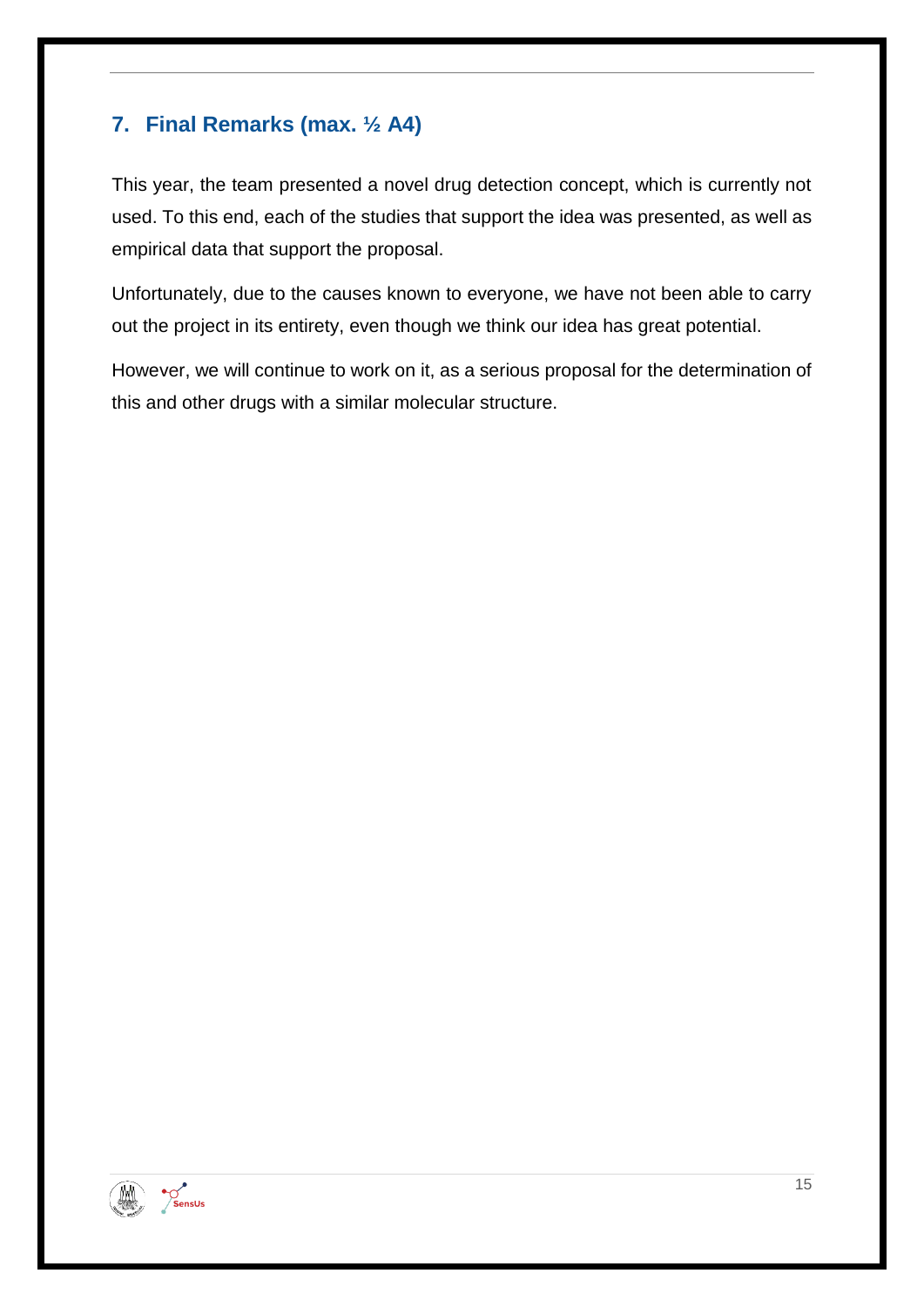## 7. Final Remarks (max. ½ A4)

This year, the team presented a novel drug detection concept, which is currently not used. To this end, each of the studies that support the idea was presented, as well as empirical data that support the proposal.

Unfortunately, due to the causes known to everyone, we have not been able to carry out the project in its entirety, even though we think our idea has great potential.

However, we will continue to work on it, as a serious proposal for the determination of this and other drugs with a similar molecular structure.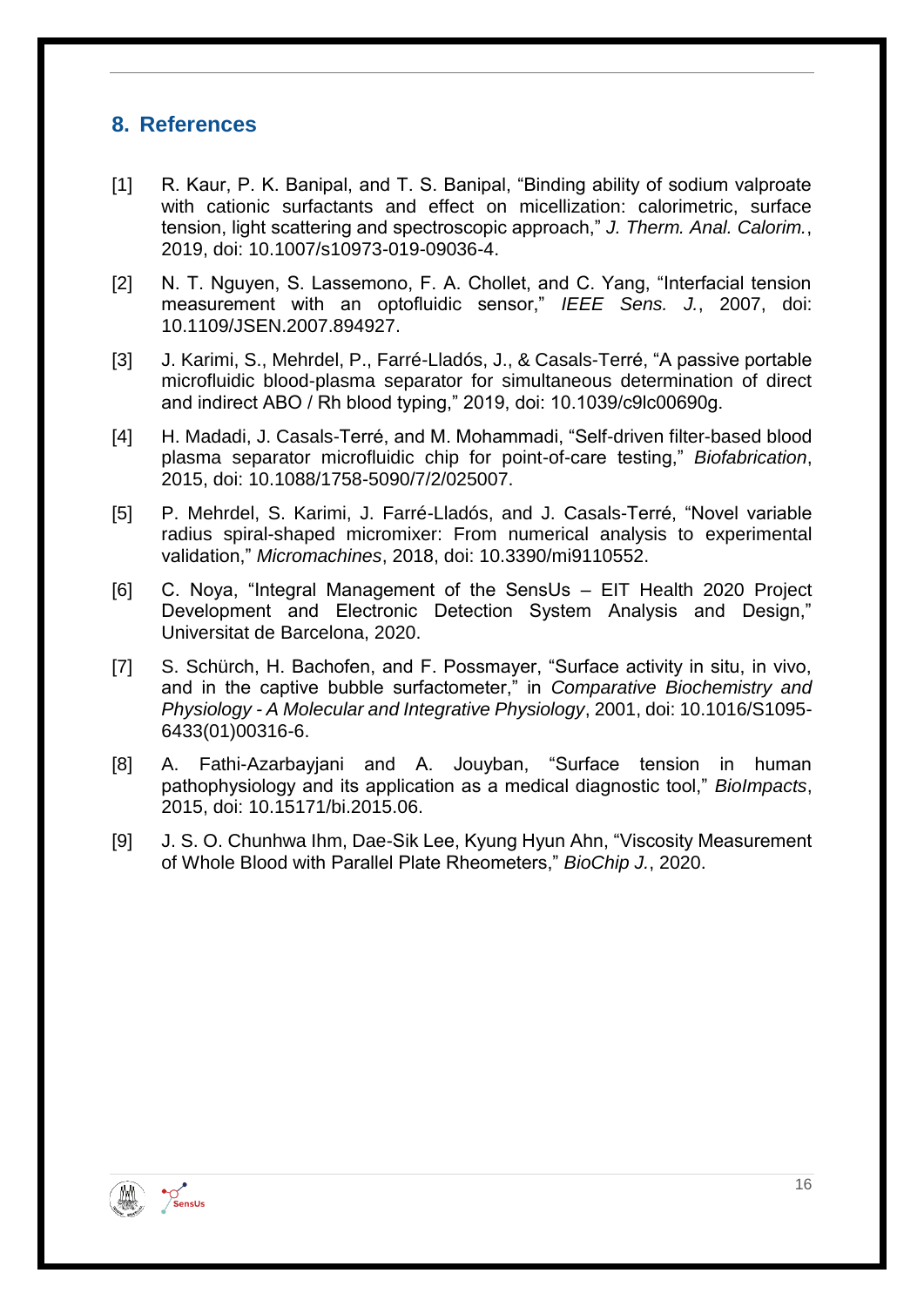## 8. References

[1] R. Kaur, P. K. Banipal, and T. S. Banipal, “Binding ability of sodium valproate with cationic surfactants and effect on micellization: calorimetric, surface tension, light scattering and spectroscopic approach,” *J. Therm. Anal. Calorim.*, 2019, doi: 10.1007/s10973-019-09036-4.

[2] N. T. Nguyen, S. Lassemono, F. A. Chollet, and C. Yang, “Interfacial tension measurement with an optofluidic sensor,” *IEEE Sens. J.*, 2007, doi: 10.1109/JSEN.2007.894927.

[3] J. Karimi, S., Mehrdel, P., Farré-Lladós, J., & Casals-Terré, “A passive portable microfluidic blood-plasma separator for simultaneous determination of direct and indirect ABO / Rh blood typing,” 2019, doi: 10.1039/c9lc00690g.

[4] H. Madadi, J. Casals-Terré, and M. Mohammadi, “Self-driven filter-based blood plasma separator microfluidic chip for point-of-care testing,” *Biofabrication*, 2015, doi: 10.1088/1758-5090/7/2/025007.

[5] P. Mehrdel, S. Karimi, J. Farré-Lladós, and J. Casals-Terré, “Novel variable radius spiral-shaped micromixer: From numerical analysis to experimental validation,” *Micromachines*, 2018, doi: 10.3390/mi9110552.

[6] C. Noya, “Integral Management of the SensUs – EIT Health 2020 Project Development and Electronic Detection System Analysis and Design,” Universitat de Barcelona, 2020.

[7] S. Schürch, H. Bachofen, and F. Possmayer, “Surface activity in situ, in vivo, and in the captive bubble surfactometer,” in *Comparative Biochemistry and Physiology - A Molecular and Integrative Physiology*, 2001, doi: 10.1016/S1095-6433(01)00316-6.

[8] A. Fathi-Azarbayjani and A. Jouyban, “Surface tension in human pathophysiology and its application as a medical diagnostic tool,” *BioImpacts*, 2015, doi: 10.15171/bi.2015.06.

[9] J. S. O. Chunhwa Ihm, Dae-Sik Lee, Kyung Hyun Ahn, “Viscosity Measurement of Whole Blood with Parallel Plate Rheometers,” *BioChip J.*, 2020.